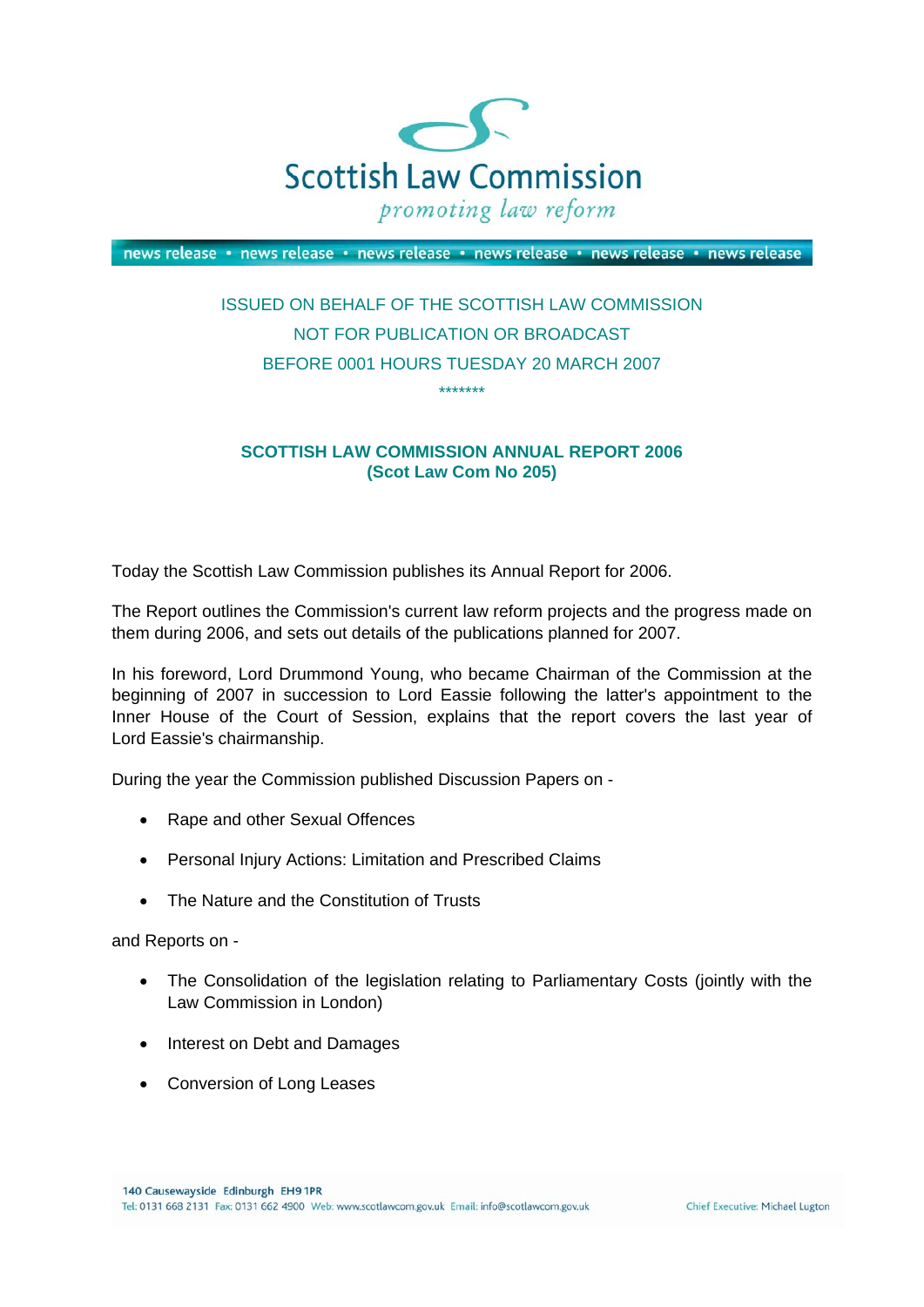# Scottish Law Commission

*promoting law reform*

news release • news release • news release • news release • news release • news release

ISSUED ON BEHALF OF THE SCOTTISH LAW COMMISSION
NOT FOR PUBLICATION OR BROADCAST
BEFORE 0001 HOURS TUESDAY 20 MARCH 2007

*******

**SCOTTISH LAW COMMISSION ANNUAL REPORT 2006**
**(Scot Law Com No 205)**

Today the Scottish Law Commission publishes its Annual Report for 2006.

The Report outlines the Commission's current law reform projects and the progress made on them during 2006, and sets out details of the publications planned for 2007.

In his foreword, Lord Drummond Young, who became Chairman of the Commission at the beginning of 2007 in succession to Lord Eassie following the latter's appointment to the Inner House of the Court of Session, explains that the report covers the last year of Lord Eassie's chairmanship.

During the year the Commission published Discussion Papers on -

- Rape and other Sexual Offences
- Personal Injury Actions: Limitation and Prescribed Claims
- The Nature and the Constitution of Trusts

and Reports on -

- The Consolidation of the legislation relating to Parliamentary Costs (jointly with the Law Commission in London)
- Interest on Debt and Damages
- Conversion of Long Leases

140 Causewayside Edinburgh EH9 1PR
Tel: 0131 668 2131 Fax: 0131 662 4900 Web: www.scotlawcom.gov.uk Email: info@scotlawcom.gov.uk
Chief Executive: Michael Lugton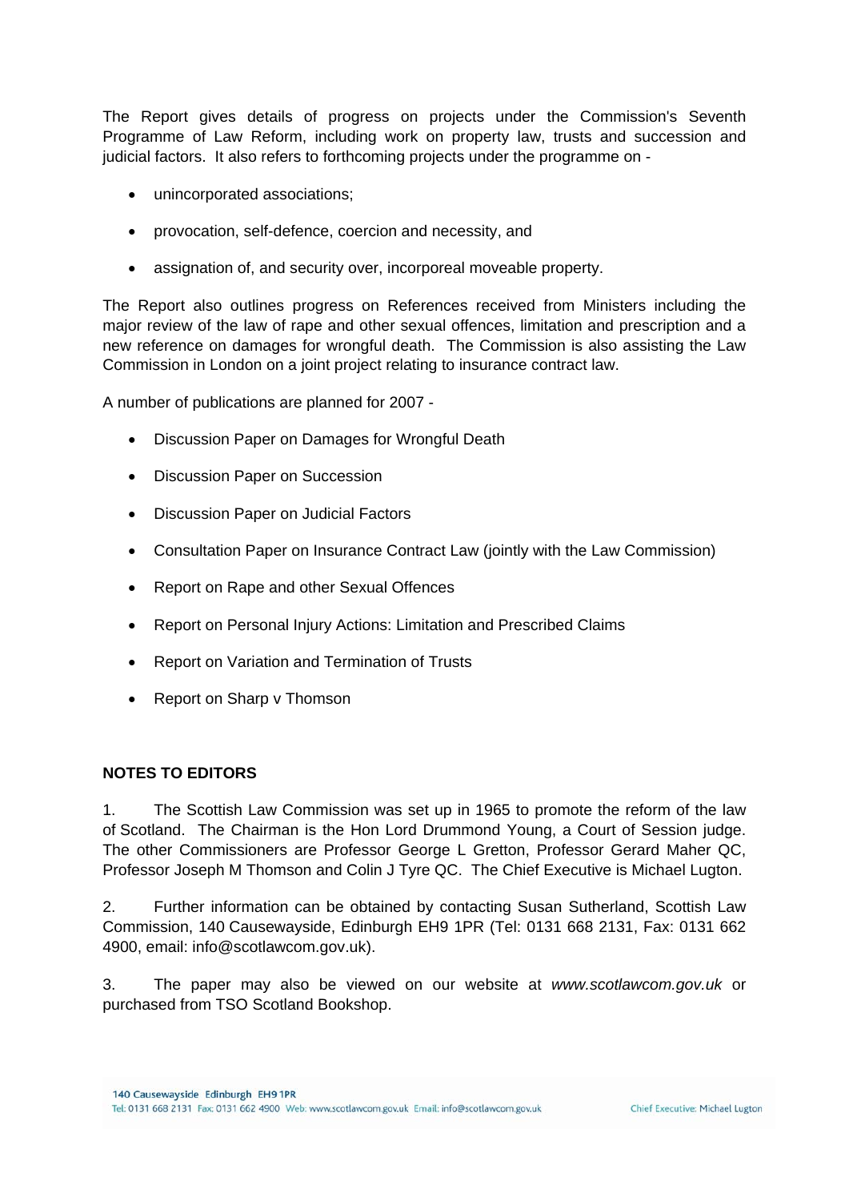The Report gives details of progress on projects under the Commission's Seventh Programme of Law Reform, including work on property law, trusts and succession and judicial factors. It also refers to forthcoming projects under the programme on -

- unincorporated associations;
- provocation, self-defence, coercion and necessity, and
- assignation of, and security over, incorporeal moveable property.

The Report also outlines progress on References received from Ministers including the major review of the law of rape and other sexual offences, limitation and prescription and a new reference on damages for wrongful death. The Commission is also assisting the Law Commission in London on a joint project relating to insurance contract law.

A number of publications are planned for 2007 -

- Discussion Paper on Damages for Wrongful Death
- Discussion Paper on Succession
- Discussion Paper on Judicial Factors
- Consultation Paper on Insurance Contract Law (jointly with the Law Commission)
- Report on Rape and other Sexual Offences
- Report on Personal Injury Actions: Limitation and Prescribed Claims
- Report on Variation and Termination of Trusts
- Report on Sharp v Thomson

**NOTES TO EDITORS**

1. The Scottish Law Commission was set up in 1965 to promote the reform of the law of Scotland. The Chairman is the Hon Lord Drummond Young, a Court of Session judge. The other Commissioners are Professor George L Gretton, Professor Gerard Maher QC, Professor Joseph M Thomson and Colin J Tyre QC. The Chief Executive is Michael Lugton.

2. Further information can be obtained by contacting Susan Sutherland, Scottish Law Commission, 140 Causewayside, Edinburgh EH9 1PR (Tel: 0131 668 2131, Fax: 0131 662 4900, email: info@scotlawcom.gov.uk).

3. The paper may also be viewed on our website at *www.scotlawcom.gov.uk* or purchased from TSO Scotland Bookshop.